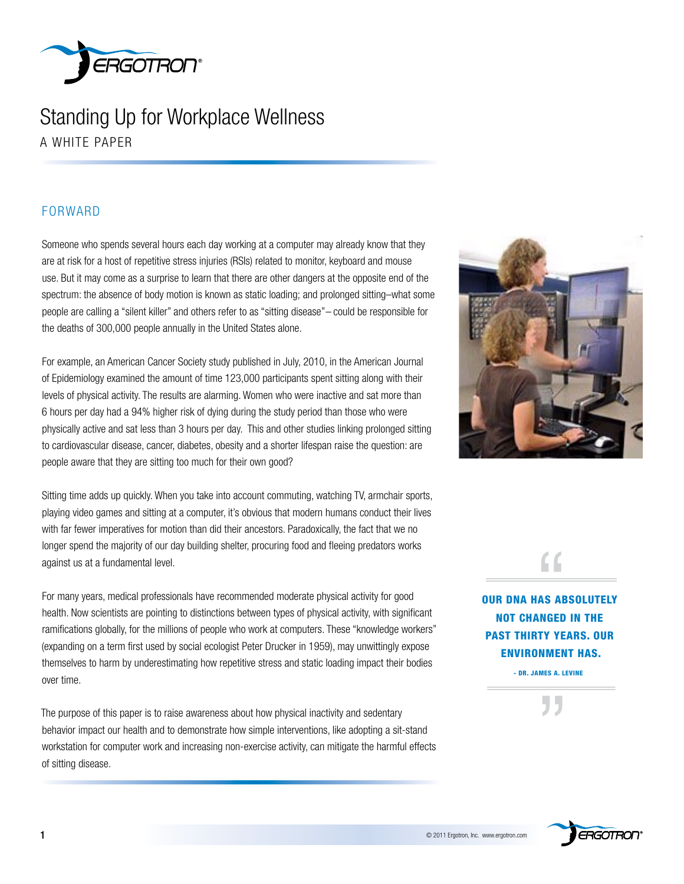# Standing Up for Workplace Wellness

A WHITE PAPER

## FORWARD

Someone who spends several hours each day working at a computer may already know that they are at risk for a host of repetitive stress injuries (RSIs) related to monitor, keyboard and mouse use. But it may come as a surprise to learn that there are other dangers at the opposite end of the spectrum: the absence of body motion is known as static loading; and prolonged sitting–what some people are calling a "silent killer" and others refer to as "sitting disease"– could be responsible for the deaths of 300,000 people annually in the United States alone.

For example, an American Cancer Society study published in July, 2010, in the American Journal of Epidemiology examined the amount of time 123,000 participants spent sitting along with their levels of physical activity. The results are alarming. Women who were inactive and sat more than 6 hours per day had a 94% higher risk of dying during the study period than those who were physically active and sat less than 3 hours per day. This and other studies linking prolonged sitting to cardiovascular disease, cancer, diabetes, obesity and a shorter lifespan raise the question: are people aware that they are sitting too much for their own good?

Sitting time adds up quickly. When you take into account commuting, watching TV, armchair sports, playing video games and sitting at a computer, it's obvious that modern humans conduct their lives with far fewer imperatives for motion than did their ancestors. Paradoxically, the fact that we no longer spend the majority of our day building shelter, procuring food and fleeing predators works against us at a fundamental level.

> **"OUR DNA HAS ABSOLUTELY NOT CHANGED IN THE PAST THIRTY YEARS. OUR ENVIRONMENT HAS."**
>
> – DR. JAMES A. LEVINE

For many years, medical professionals have recommended moderate physical activity for good health. Now scientists are pointing to distinctions between types of physical activity, with significant ramifications globally, for the millions of people who work at computers. These "knowledge workers" (expanding on a term first used by social ecologist Peter Drucker in 1959), may unwittingly expose themselves to harm by underestimating how repetitive stress and static loading impact their bodies over time.

The purpose of this paper is to raise awareness about how physical inactivity and sedentary behavior impact our health and to demonstrate how simple interventions, like adopting a sit-stand workstation for computer work and increasing non-exercise activity, can mitigate the harmful effects of sitting disease.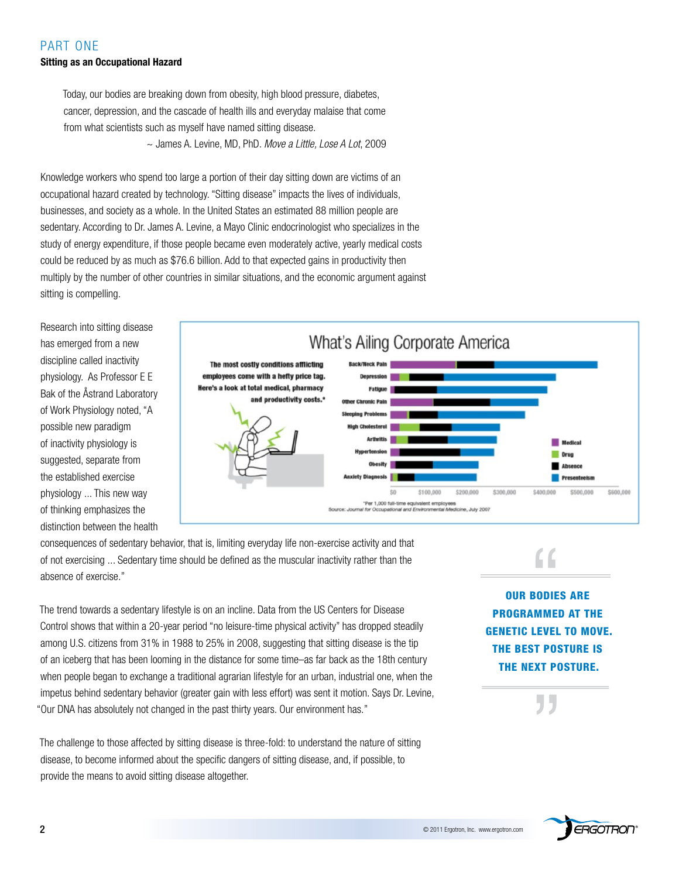## PART ONE

### Sitting as an Occupational Hazard

> Today, our bodies are breaking down from obesity, high blood pressure, diabetes, cancer, depression, and the cascade of health ills and everyday malaise that come from what scientists such as myself have named sitting disease.
>
> ~ James A. Levine, MD, PhD. *Move a Little, Lose A Lot*, 2009

Knowledge workers who spend too large a portion of their day sitting down are victims of an occupational hazard created by technology. "Sitting disease" impacts the lives of individuals, businesses, and society as a whole. In the United States an estimated 88 million people are sedentary. According to Dr. James A. Levine, a Mayo Clinic endocrinologist who specializes in the study of energy expenditure, if those people became even moderately active, yearly medical costs could be reduced by as much as $76.6 billion. Add to that expected gains in productivity then multiply by the number of other countries in similar situations, and the economic argument against sitting is compelling.

Research into sitting disease has emerged from a new discipline called inactivity physiology. As Professor E E Bak of the Åstrand Laboratory of Work Physiology noted, "A possible new paradigm of inactivity physiology is suggested, separate from the established exercise physiology ... This new way of thinking emphasizes the distinction between the health consequences of sedentary behavior, that is, limiting everyday life non-exercise activity and that of not exercising ... Sedentary time should be defined as the muscular inactivity rather than the absence of exercise."

**What's Ailing Corporate America**

The most costly conditions afflicting employees come with a hefty price tag. Here's a look at total medical, pharmacy and productivity costs.*

Conditions shown: Back/Neck Pain, Depression, Fatigue, Other Chronic Pain, Sleeping Problems, High Cholesterol, Arthritis, Hypertension, Obesity, Anxiety Diagnosis. Cost categories: Medical, Drug, Absence, Presenteeism. Axis: $0, $100,000, $200,000, $300,000, $400,000, $500,000, $600,000.

*Per 1,000 full-time equivalent employees
Source: Journal for Occupational and Environmental Medicine, July 2007

The trend towards a sedentary lifestyle is on an incline. Data from the US Centers for Disease Control shows that within a 20-year period "no leisure-time physical activity" has dropped steadily among U.S. citizens from 31% in 1988 to 25% in 2008, suggesting that sitting disease is the tip of an iceberg that has been looming in the distance for some time–as far back as the 18th century when people began to exchange a traditional agrarian lifestyle for an urban, industrial one, when the impetus behind sedentary behavior (greater gain with less effort) was sent it motion. Says Dr. Levine, "Our DNA has absolutely not changed in the past thirty years. Our environment has."

> **"OUR BODIES ARE PROGRAMMED AT THE GENETIC LEVEL TO MOVE. THE BEST POSTURE IS THE NEXT POSTURE."**

The challenge to those affected by sitting disease is three-fold: to understand the nature of sitting disease, to become informed about the specific dangers of sitting disease, and, if possible, to provide the means to avoid sitting disease altogether.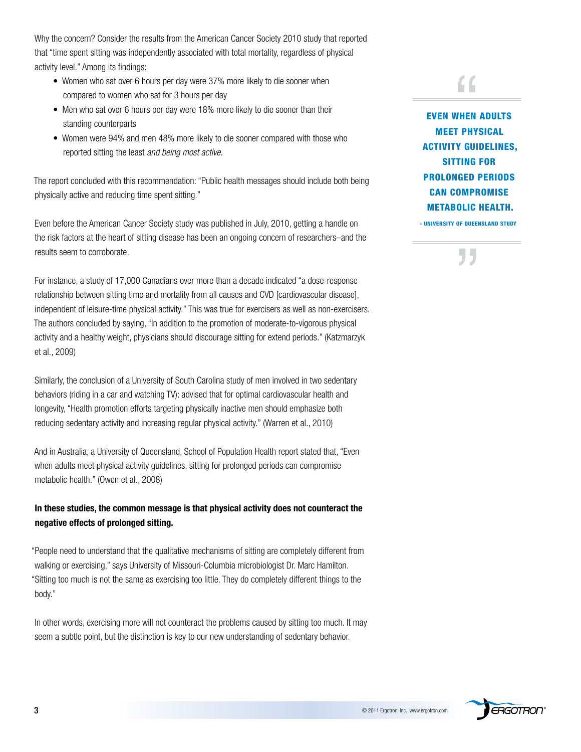Why the concern? Consider the results from the American Cancer Society 2010 study that reported that "time spent sitting was independently associated with total mortality, regardless of physical activity level." Among its findings:

- Women who sat over 6 hours per day were 37% more likely to die sooner when compared to women who sat for 3 hours per day
- Men who sat over 6 hours per day were 18% more likely to die sooner than their standing counterparts
- Women were 94% and men 48% more likely to die sooner compared with those who reported sitting the least *and being most active*.

The report concluded with this recommendation: "Public health messages should include both being physically active and reducing time spent sitting."

Even before the American Cancer Society study was published in July, 2010, getting a handle on the risk factors at the heart of sitting disease has been an ongoing concern of researchers–and the results seem to corroborate.

For instance, a study of 17,000 Canadians over more than a decade indicated "a dose-response relationship between sitting time and mortality from all causes and CVD [cardiovascular disease], independent of leisure-time physical activity." This was true for exercisers as well as non-exercisers. The authors concluded by saying, "In addition to the promotion of moderate-to-vigorous physical activity and a healthy weight, physicians should discourage sitting for extend periods." (Katzmarzyk et al., 2009)

Similarly, the conclusion of a University of South Carolina study of men involved in two sedentary behaviors (riding in a car and watching TV): advised that for optimal cardiovascular health and longevity, "Health promotion efforts targeting physically inactive men should emphasize both reducing sedentary activity and increasing regular physical activity." (Warren et al., 2010)

And in Australia, a University of Queensland, School of Population Health report stated that, "Even when adults meet physical activity guidelines, sitting for prolonged periods can compromise metabolic health." (Owen et al., 2008)

**In these studies, the common message is that physical activity does not counteract the negative effects of prolonged sitting.**

"People need to understand that the qualitative mechanisms of sitting are completely different from walking or exercising," says University of Missouri-Columbia microbiologist Dr. Marc Hamilton. "Sitting too much is not the same as exercising too little. They do completely different things to the body."

In other words, exercising more will not counteract the problems caused by sitting too much. It may seem a subtle point, but the distinction is key to our new understanding of sedentary behavior.

> **EVEN WHEN ADULTS MEET PHYSICAL ACTIVITY GUIDELINES, SITTING FOR PROLONGED PERIODS CAN COMPROMISE METABOLIC HEALTH.**
>
> - UNIVERSITY OF QUEENSLAND STUDY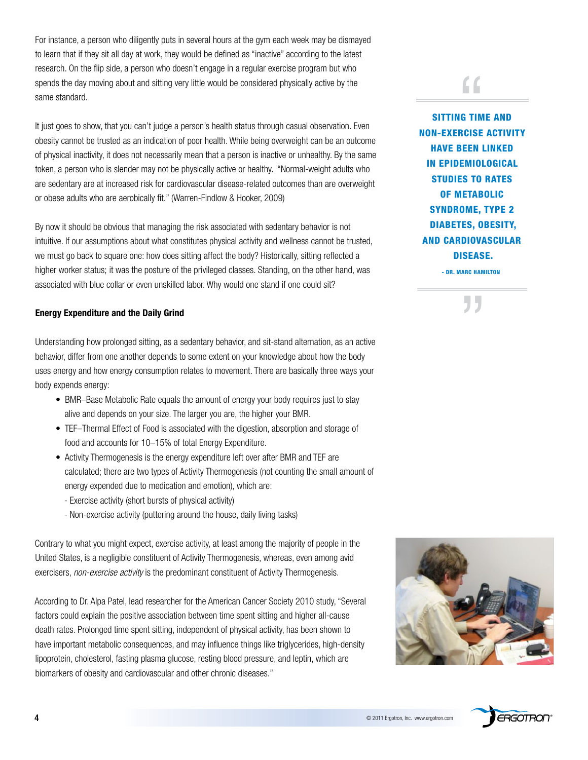For instance, a person who diligently puts in several hours at the gym each week may be dismayed to learn that if they sit all day at work, they would be defined as "inactive" according to the latest research. On the flip side, a person who doesn't engage in a regular exercise program but who spends the day moving about and sitting very little would be considered physically active by the same standard.

It just goes to show, that you can't judge a person's health status through casual observation. Even obesity cannot be trusted as an indication of poor health. While being overweight can be an outcome of physical inactivity, it does not necessarily mean that a person is inactive or unhealthy. By the same token, a person who is slender may not be physically active or healthy. "Normal-weight adults who are sedentary are at increased risk for cardiovascular disease-related outcomes than are overweight or obese adults who are aerobically fit." (Warren-Findlow & Hooker, 2009)

By now it should be obvious that managing the risk associated with sedentary behavior is not intuitive. If our assumptions about what constitutes physical activity and wellness cannot be trusted, we must go back to square one: how does sitting affect the body? Historically, sitting reflected a higher worker status; it was the posture of the privileged classes. Standing, on the other hand, was associated with blue collar or even unskilled labor. Why would one stand if one could sit?

> **"SITTING TIME AND NON-EXERCISE ACTIVITY HAVE BEEN LINKED IN EPIDEMIOLOGICAL STUDIES TO RATES OF METABOLIC SYNDROME, TYPE 2 DIABETES, OBESITY, AND CARDIOVASCULAR DISEASE."**
>
> \- DR. MARC HAMILTON

**Energy Expenditure and the Daily Grind**

Understanding how prolonged sitting, as a sedentary behavior, and sit-stand alternation, as an active behavior, differ from one another depends to some extent on your knowledge about how the body uses energy and how energy consumption relates to movement. There are basically three ways your body expends energy:

- BMR–Base Metabolic Rate equals the amount of energy your body requires just to stay alive and depends on your size. The larger you are, the higher your BMR.
- TEF–Thermal Effect of Food is associated with the digestion, absorption and storage of food and accounts for 10–15% of total Energy Expenditure.
- Activity Thermogenesis is the energy expenditure left over after BMR and TEF are calculated; there are two types of Activity Thermogenesis (not counting the small amount of energy expended due to medication and emotion), which are:
  - Exercise activity (short bursts of physical activity)
  - Non-exercise activity (puttering around the house, daily living tasks)

Contrary to what you might expect, exercise activity, at least among the majority of people in the United States, is a negligible constituent of Activity Thermogenesis, whereas, even among avid exercisers, *non-exercise activity* is the predominant constituent of Activity Thermogenesis.

According to Dr. Alpa Patel, lead researcher for the American Cancer Society 2010 study, "Several factors could explain the positive association between time spent sitting and higher all-cause death rates. Prolonged time spent sitting, independent of physical activity, has been shown to have important metabolic consequences, and may influence things like triglycerides, high-density lipoprotein, cholesterol, fasting plasma glucose, resting blood pressure, and leptin, which are biomarkers of obesity and cardiovascular and other chronic diseases."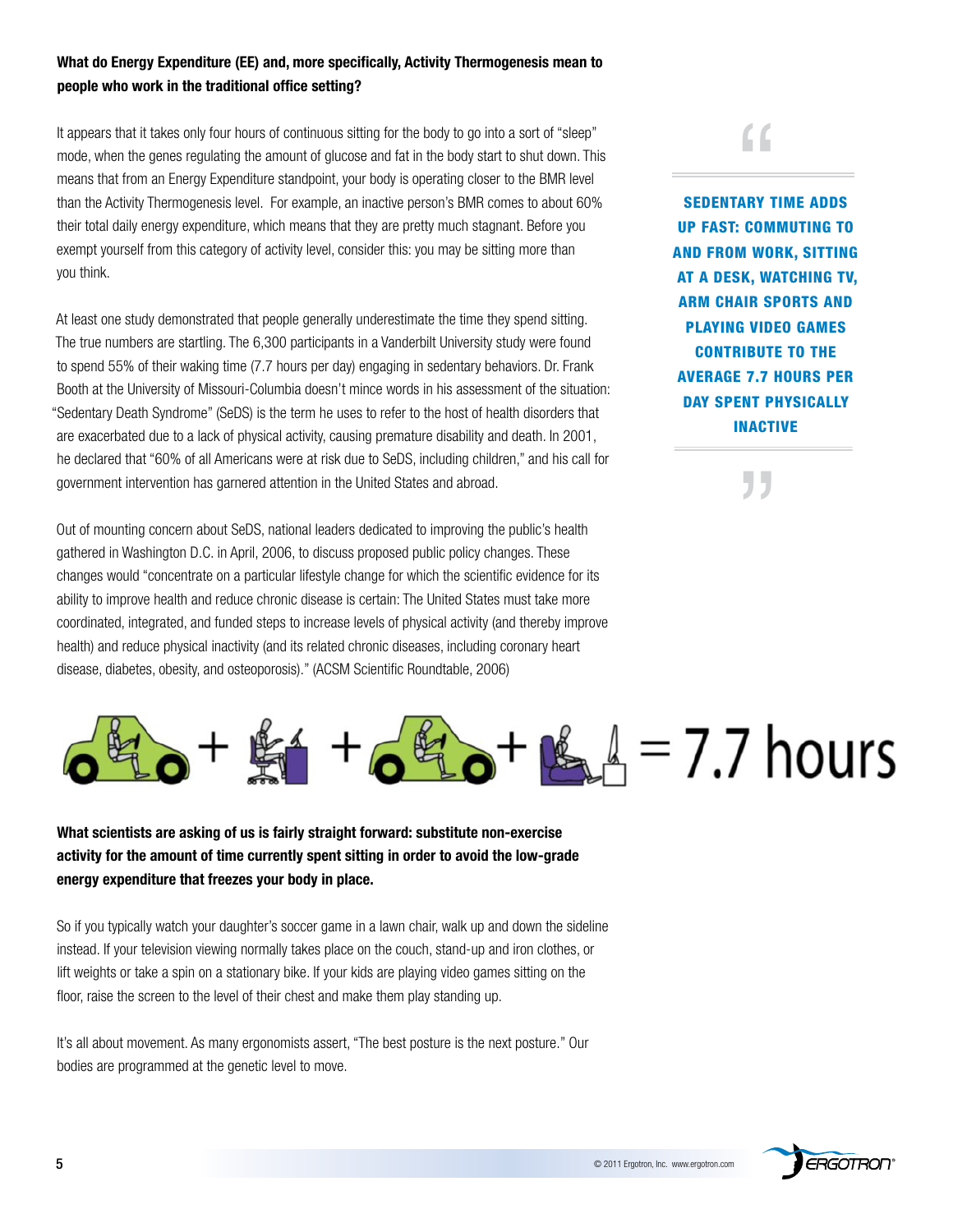**What do Energy Expenditure (EE) and, more specifically, Activity Thermogenesis mean to people who work in the traditional office setting?**

It appears that it takes only four hours of continuous sitting for the body to go into a sort of "sleep" mode, when the genes regulating the amount of glucose and fat in the body start to shut down. This means that from an Energy Expenditure standpoint, your body is operating closer to the BMR level than the Activity Thermogenesis level. For example, an inactive person's BMR comes to about 60% their total daily energy expenditure, which means that they are pretty much stagnant. Before you exempt yourself from this category of activity level, consider this: you may be sitting more than you think.

At least one study demonstrated that people generally underestimate the time they spend sitting. The true numbers are startling. The 6,300 participants in a Vanderbilt University study were found to spend 55% of their waking time (7.7 hours per day) engaging in sedentary behaviors. Dr. Frank Booth at the University of Missouri-Columbia doesn't mince words in his assessment of the situation: "Sedentary Death Syndrome" (SeDS) is the term he uses to refer to the host of health disorders that are exacerbated due to a lack of physical activity, causing premature disability and death. In 2001, he declared that "60% of all Americans were at risk due to SeDS, including children," and his call for government intervention has garnered attention in the United States and abroad.

Out of mounting concern about SeDS, national leaders dedicated to improving the public's health gathered in Washington D.C. in April, 2006, to discuss proposed public policy changes. These changes would "concentrate on a particular lifestyle change for which the scientific evidence for its ability to improve health and reduce chronic disease is certain: The United States must take more coordinated, integrated, and funded steps to increase levels of physical activity (and thereby improve health) and reduce physical inactivity (and its related chronic diseases, including coronary heart disease, diabetes, obesity, and osteoporosis)." (ACSM Scientific Roundtable, 2006)

> **SEDENTARY TIME ADDS UP FAST: COMMUTING TO AND FROM WORK, SITTING AT A DESK, WATCHING TV, ARM CHAIR SPORTS AND PLAYING VIDEO GAMES CONTRIBUTE TO THE AVERAGE 7.7 HOURS PER DAY SPENT PHYSICALLY INACTIVE**

+ + + = 7.7 hours

**What scientists are asking of us is fairly straight forward: substitute non-exercise activity for the amount of time currently spent sitting in order to avoid the low-grade energy expenditure that freezes your body in place.**

So if you typically watch your daughter's soccer game in a lawn chair, walk up and down the sideline instead. If your television viewing normally takes place on the couch, stand-up and iron clothes, or lift weights or take a spin on a stationary bike. If your kids are playing video games sitting on the floor, raise the screen to the level of their chest and make them play standing up.

It's all about movement. As many ergonomists assert, "The best posture is the next posture." Our bodies are programmed at the genetic level to move.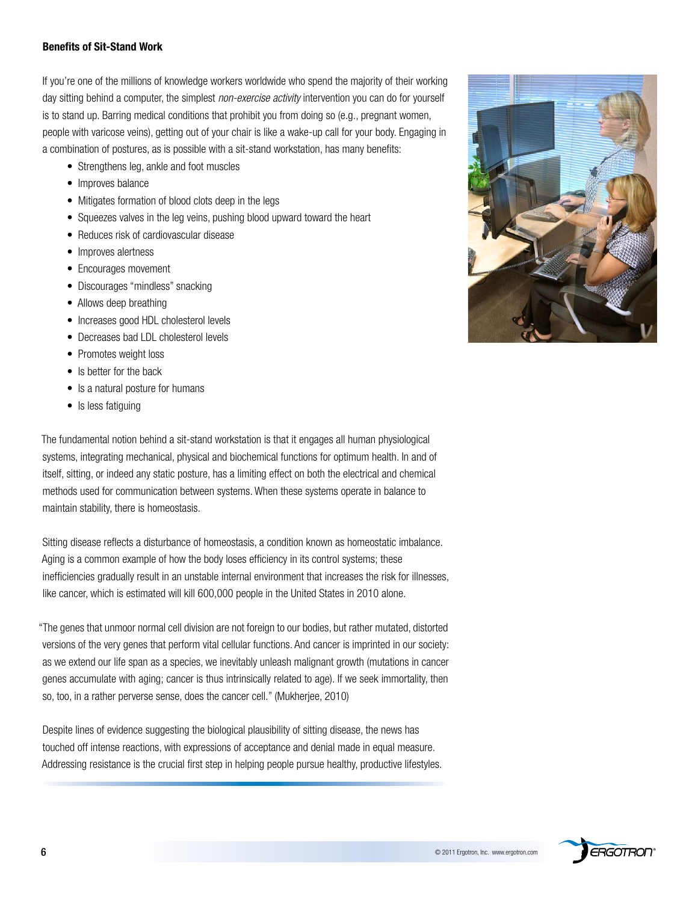**Benefits of Sit-Stand Work**

If you're one of the millions of knowledge workers worldwide who spend the majority of their working day sitting behind a computer, the simplest *non-exercise activity* intervention you can do for yourself is to stand up. Barring medical conditions that prohibit you from doing so (e.g., pregnant women, people with varicose veins), getting out of your chair is like a wake-up call for your body. Engaging in a combination of postures, as is possible with a sit-stand workstation, has many benefits:

- Strengthens leg, ankle and foot muscles
- Improves balance
- Mitigates formation of blood clots deep in the legs
- Squeezes valves in the leg veins, pushing blood upward toward the heart
- Reduces risk of cardiovascular disease
- Improves alertness
- Encourages movement
- Discourages "mindless" snacking
- Allows deep breathing
- Increases good HDL cholesterol levels
- Decreases bad LDL cholesterol levels
- Promotes weight loss
- Is better for the back
- Is a natural posture for humans
- Is less fatiguing

The fundamental notion behind a sit-stand workstation is that it engages all human physiological systems, integrating mechanical, physical and biochemical functions for optimum health. In and of itself, sitting, or indeed any static posture, has a limiting effect on both the electrical and chemical methods used for communication between systems. When these systems operate in balance to maintain stability, there is homeostasis.

Sitting disease reflects a disturbance of homeostasis, a condition known as homeostatic imbalance. Aging is a common example of how the body loses efficiency in its control systems; these inefficiencies gradually result in an unstable internal environment that increases the risk for illnesses, like cancer, which is estimated will kill 600,000 people in the United States in 2010 alone.

"The genes that unmoor normal cell division are not foreign to our bodies, but rather mutated, distorted versions of the very genes that perform vital cellular functions. And cancer is imprinted in our society: as we extend our life span as a species, we inevitably unleash malignant growth (mutations in cancer genes accumulate with aging; cancer is thus intrinsically related to age). If we seek immortality, then so, too, in a rather perverse sense, does the cancer cell." (Mukherjee, 2010)

Despite lines of evidence suggesting the biological plausibility of sitting disease, the news has touched off intense reactions, with expressions of acceptance and denial made in equal measure. Addressing resistance is the crucial first step in helping people pursue healthy, productive lifestyles.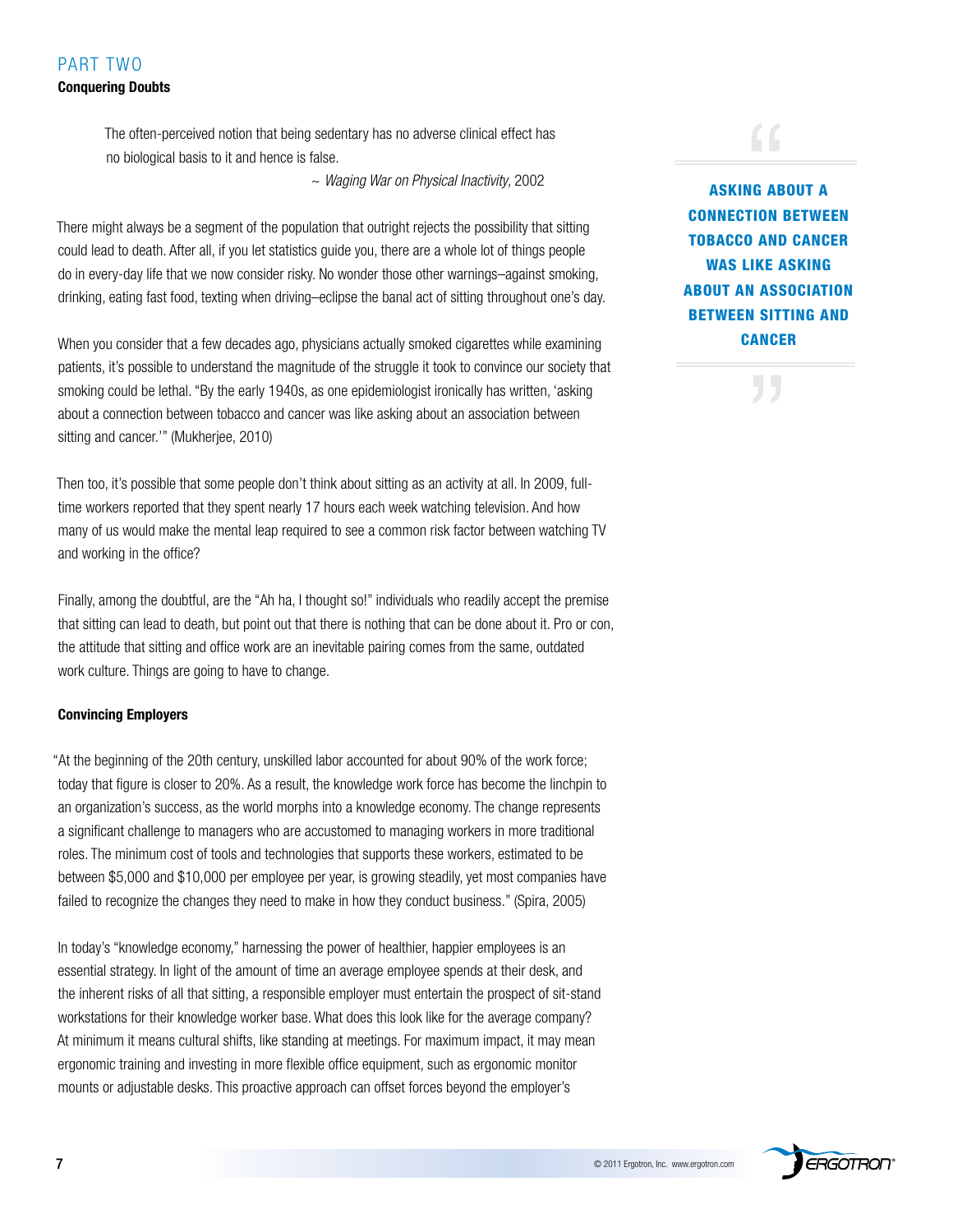## PART TWO

### Conquering Doubts

> The often-perceived notion that being sedentary has no adverse clinical effect has no biological basis to it and hence is false.
>
> ~ *Waging War on Physical Inactivity*, 2002

There might always be a segment of the population that outright rejects the possibility that sitting could lead to death. After all, if you let statistics guide you, there are a whole lot of things people do in every-day life that we now consider risky. No wonder those other warnings–against smoking, drinking, eating fast food, texting when driving–eclipse the banal act of sitting throughout one's day.

When you consider that a few decades ago, physicians actually smoked cigarettes while examining patients, it's possible to understand the magnitude of the struggle it took to convince our society that smoking could be lethal. "By the early 1940s, as one epidemiologist ironically has written, 'asking about a connection between tobacco and cancer was like asking about an association between sitting and cancer.'" (Mukherjee, 2010)

> **ASKING ABOUT A CONNECTION BETWEEN TOBACCO AND CANCER WAS LIKE ASKING ABOUT AN ASSOCIATION BETWEEN SITTING AND CANCER**

Then too, it's possible that some people don't think about sitting as an activity at all. In 2009, full-time workers reported that they spent nearly 17 hours each week watching television. And how many of us would make the mental leap required to see a common risk factor between watching TV and working in the office?

Finally, among the doubtful, are the "Ah ha, I thought so!" individuals who readily accept the premise that sitting can lead to death, but point out that there is nothing that can be done about it. Pro or con, the attitude that sitting and office work are an inevitable pairing comes from the same, outdated work culture. Things are going to have to change.

### Convincing Employers

"At the beginning of the 20th century, unskilled labor accounted for about 90% of the work force; today that figure is closer to 20%. As a result, the knowledge work force has become the linchpin to an organization's success, as the world morphs into a knowledge economy. The change represents a significant challenge to managers who are accustomed to managing workers in more traditional roles. The minimum cost of tools and technologies that supports these workers, estimated to be between $5,000 and $10,000 per employee per year, is growing steadily, yet most companies have failed to recognize the changes they need to make in how they conduct business." (Spira, 2005)

In today's "knowledge economy," harnessing the power of healthier, happier employees is an essential strategy. In light of the amount of time an average employee spends at their desk, and the inherent risks of all that sitting, a responsible employer must entertain the prospect of sit-stand workstations for their knowledge worker base. What does this look like for the average company? At minimum it means cultural shifts, like standing at meetings. For maximum impact, it may mean ergonomic training and investing in more flexible office equipment, such as ergonomic monitor mounts or adjustable desks. This proactive approach can offset forces beyond the employer's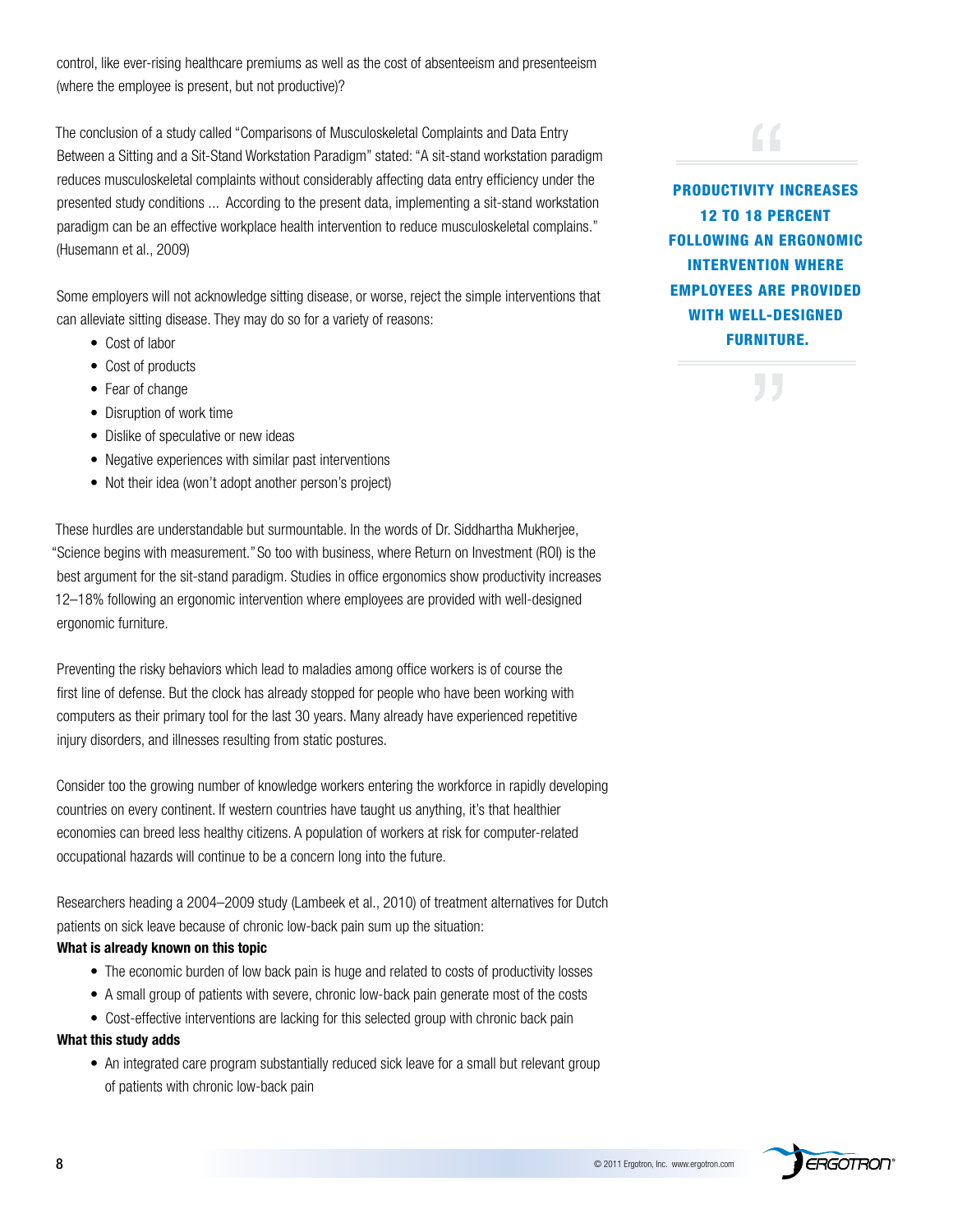control, like ever-rising healthcare premiums as well as the cost of absenteeism and presenteeism (where the employee is present, but not productive)?

The conclusion of a study called "Comparisons of Musculoskeletal Complaints and Data Entry Between a Sitting and a Sit-Stand Workstation Paradigm" stated: "A sit-stand workstation paradigm reduces musculoskeletal complaints without considerably affecting data entry efficiency under the presented study conditions ... According to the present data, implementing a sit-stand workstation paradigm can be an effective workplace health intervention to reduce musculoskeletal complains." (Husemann et al., 2009)

> **PRODUCTIVITY INCREASES 12 TO 18 PERCENT FOLLOWING AN ERGONOMIC INTERVENTION WHERE EMPLOYEES ARE PROVIDED WITH WELL-DESIGNED FURNITURE.**

Some employers will not acknowledge sitting disease, or worse, reject the simple interventions that can alleviate sitting disease. They may do so for a variety of reasons:

- Cost of labor
- Cost of products
- Fear of change
- Disruption of work time
- Dislike of speculative or new ideas
- Negative experiences with similar past interventions
- Not their idea (won't adopt another person's project)

These hurdles are understandable but surmountable. In the words of Dr. Siddhartha Mukherjee, "Science begins with measurement." So too with business, where Return on Investment (ROI) is the best argument for the sit-stand paradigm. Studies in office ergonomics show productivity increases 12–18% following an ergonomic intervention where employees are provided with well-designed ergonomic furniture.

Preventing the risky behaviors which lead to maladies among office workers is of course the first line of defense. But the clock has already stopped for people who have been working with computers as their primary tool for the last 30 years. Many already have experienced repetitive injury disorders, and illnesses resulting from static postures.

Consider too the growing number of knowledge workers entering the workforce in rapidly developing countries on every continent. If western countries have taught us anything, it's that healthier economies can breed less healthy citizens. A population of workers at risk for computer-related occupational hazards will continue to be a concern long into the future.

Researchers heading a 2004–2009 study (Lambeek et al., 2010) of treatment alternatives for Dutch patients on sick leave because of chronic low-back pain sum up the situation:

**What is already known on this topic**

- The economic burden of low back pain is huge and related to costs of productivity losses
- A small group of patients with severe, chronic low-back pain generate most of the costs
- Cost-effective interventions are lacking for this selected group with chronic back pain

**What this study adds**

- An integrated care program substantially reduced sick leave for a small but relevant group of patients with chronic low-back pain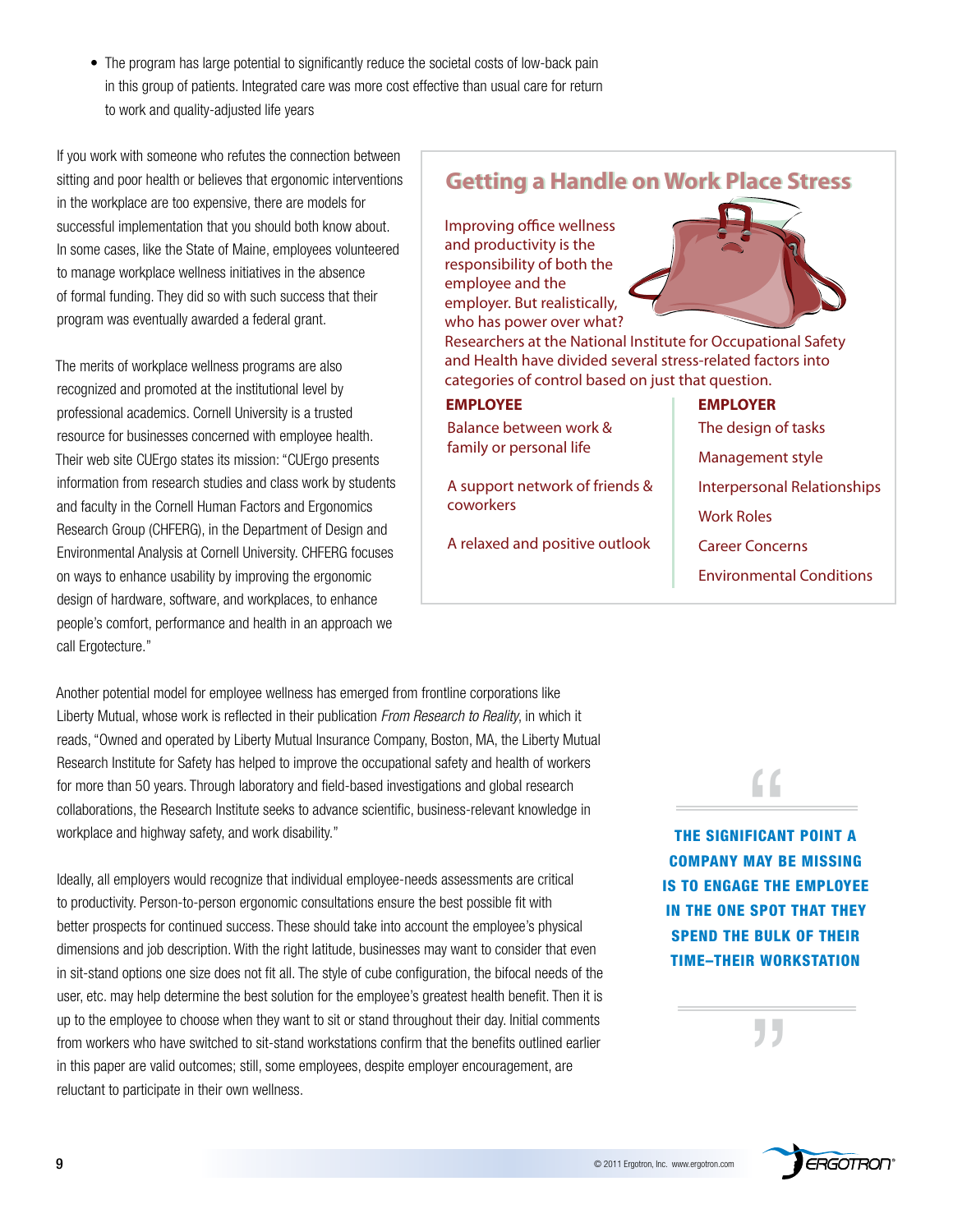- The program has large potential to significantly reduce the societal costs of low-back pain in this group of patients. Integrated care was more cost effective than usual care for return to work and quality-adjusted life years

If you work with someone who refutes the connection between sitting and poor health or believes that ergonomic interventions in the workplace are too expensive, there are models for successful implementation that you should both know about. In some cases, like the State of Maine, employees volunteered to manage workplace wellness initiatives in the absence of formal funding. They did so with such success that their program was eventually awarded a federal grant.

The merits of workplace wellness programs are also recognized and promoted at the institutional level by professional academics. Cornell University is a trusted resource for businesses concerned with employee health. Their web site CUErgo states its mission: "CUErgo presents information from research studies and class work by students and faculty in the Cornell Human Factors and Ergonomics Research Group (CHFERG), in the Department of Design and Environmental Analysis at Cornell University. CHFERG focuses on ways to enhance usability by improving the ergonomic design of hardware, software, and workplaces, to enhance people's comfort, performance and health in an approach we call Ergotecture."

## Getting a Handle on Work Place Stress

Improving office wellness and productivity is the responsibility of both the employee and the employer. But realistically, who has power over what? Researchers at the National Institute for Occupational Safety and Health have divided several stress-related factors into categories of control based on just that question.

| EMPLOYEE | EMPLOYER |
|---|---|
| Balance between work & family or personal life | The design of tasks |
| A support network of friends & coworkers | Management style |
| A relaxed and positive outlook | Interpersonal Relationships |
| | Work Roles |
| | Career Concerns |
| | Environmental Conditions |

Another potential model for employee wellness has emerged from frontline corporations like Liberty Mutual, whose work is reflected in their publication *From Research to Reality*, in which it reads, "Owned and operated by Liberty Mutual Insurance Company, Boston, MA, the Liberty Mutual Research Institute for Safety has helped to improve the occupational safety and health of workers for more than 50 years. Through laboratory and field-based investigations and global research collaborations, the Research Institute seeks to advance scientific, business-relevant knowledge in workplace and highway safety, and work disability."

Ideally, all employers would recognize that individual employee-needs assessments are critical to productivity. Person-to-person ergonomic consultations ensure the best possible fit with better prospects for continued success. These should take into account the employee's physical dimensions and job description. With the right latitude, businesses may want to consider that even in sit-stand options one size does not fit all. The style of cube configuration, the bifocal needs of the user, etc. may help determine the best solution for the employee's greatest health benefit. Then it is up to the employee to choose when they want to sit or stand throughout their day. Initial comments from workers who have switched to sit-stand workstations confirm that the benefits outlined earlier in this paper are valid outcomes; still, some employees, despite employer encouragement, are reluctant to participate in their own wellness.

> **THE SIGNIFICANT POINT A COMPANY MAY BE MISSING IS TO ENGAGE THE EMPLOYEE IN THE ONE SPOT THAT THEY SPEND THE BULK OF THEIR TIME–THEIR WORKSTATION**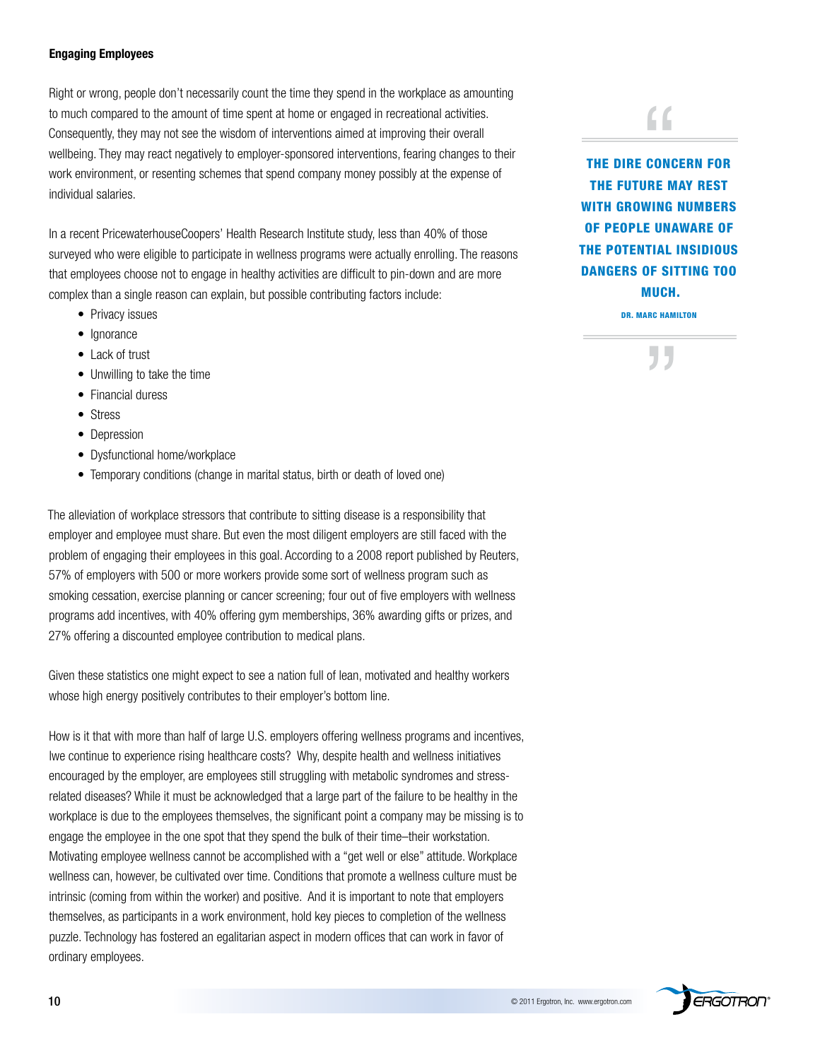## Engaging Employees

Right or wrong, people don't necessarily count the time they spend in the workplace as amounting to much compared to the amount of time spent at home or engaged in recreational activities. Consequently, they may not see the wisdom of interventions aimed at improving their overall wellbeing. They may react negatively to employer-sponsored interventions, fearing changes to their work environment, or resenting schemes that spend company money possibly at the expense of individual salaries.

In a recent PricewaterhouseCoopers' Health Research Institute study, less than 40% of those surveyed who were eligible to participate in wellness programs were actually enrolling. The reasons that employees choose not to engage in healthy activities are difficult to pin-down and are more complex than a single reason can explain, but possible contributing factors include:

- Privacy issues
- Ignorance
- Lack of trust
- Unwilling to take the time
- Financial duress
- Stress
- Depression
- Dysfunctional home/workplace
- Temporary conditions (change in marital status, birth or death of loved one)

The alleviation of workplace stressors that contribute to sitting disease is a responsibility that employer and employee must share. But even the most diligent employers are still faced with the problem of engaging their employees in this goal. According to a 2008 report published by Reuters, 57% of employers with 500 or more workers provide some sort of wellness program such as smoking cessation, exercise planning or cancer screening; four out of five employers with wellness programs add incentives, with 40% offering gym memberships, 36% awarding gifts or prizes, and 27% offering a discounted employee contribution to medical plans.

Given these statistics one might expect to see a nation full of lean, motivated and healthy workers whose high energy positively contributes to their employer's bottom line.

How is it that with more than half of large U.S. employers offering wellness programs and incentives, Iwe continue to experience rising healthcare costs? Why, despite health and wellness initiatives encouraged by the employer, are employees still struggling with metabolic syndromes and stress-related diseases? While it must be acknowledged that a large part of the failure to be healthy in the workplace is due to the employees themselves, the significant point a company may be missing is to engage the employee in the one spot that they spend the bulk of their time–their workstation. Motivating employee wellness cannot be accomplished with a "get well or else" attitude. Workplace wellness can, however, be cultivated over time. Conditions that promote a wellness culture must be intrinsic (coming from within the worker) and positive. And it is important to note that employers themselves, as participants in a work environment, hold key pieces to completion of the wellness puzzle. Technology has fostered an egalitarian aspect in modern offices that can work in favor of ordinary employees.

> "THE DIRE CONCERN FOR THE FUTURE MAY REST WITH GROWING NUMBERS OF PEOPLE UNAWARE OF THE POTENTIAL INSIDIOUS DANGERS OF SITTING TOO MUCH."
>
> DR. MARC HAMILTON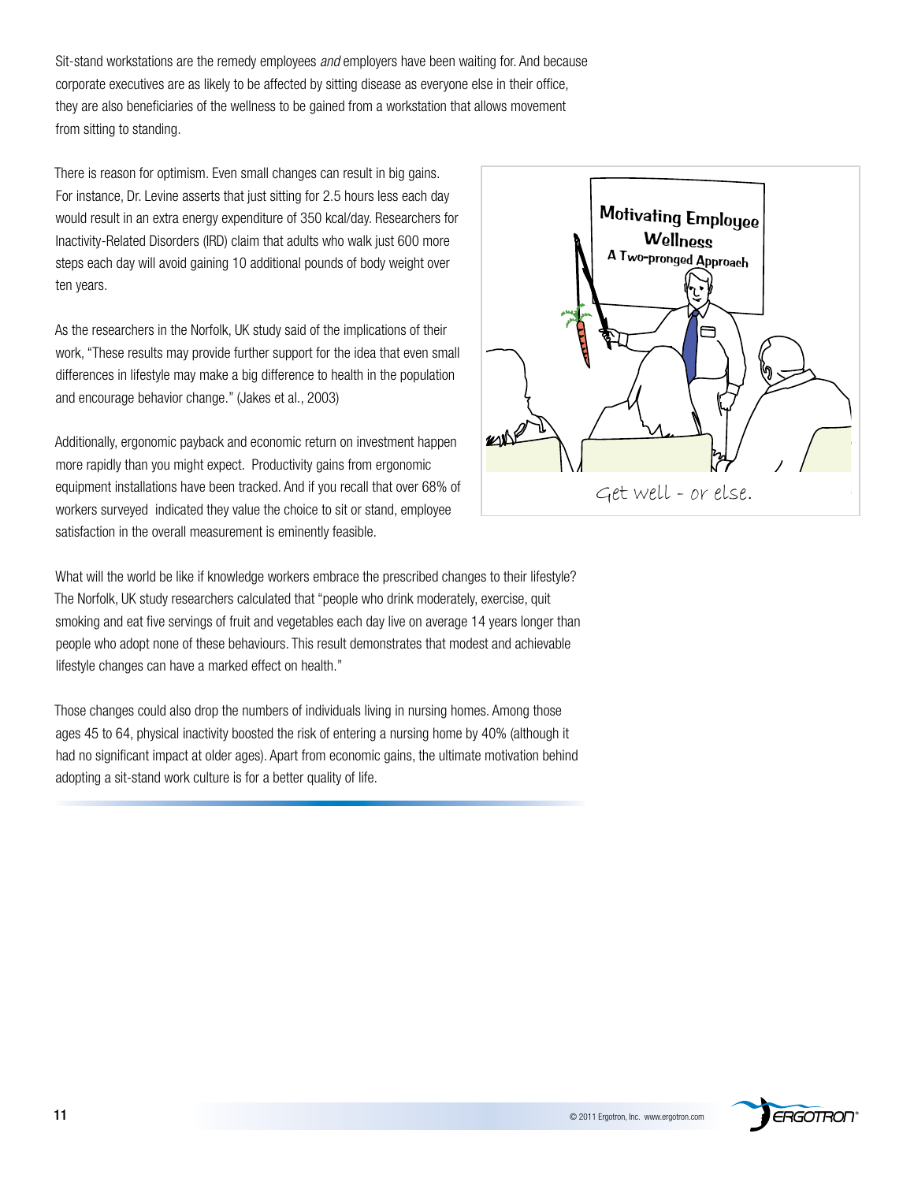Sit-stand workstations are the remedy employees *and* employers have been waiting for. And because corporate executives are as likely to be affected by sitting disease as everyone else in their office, they are also beneficiaries of the wellness to be gained from a workstation that allows movement from sitting to standing.

There is reason for optimism. Even small changes can result in big gains. For instance, Dr. Levine asserts that just sitting for 2.5 hours less each day would result in an extra energy expenditure of 350 kcal/day. Researchers for Inactivity-Related Disorders (IRD) claim that adults who walk just 600 more steps each day will avoid gaining 10 additional pounds of body weight over ten years.

As the researchers in the Norfolk, UK study said of the implications of their work, "These results may provide further support for the idea that even small differences in lifestyle may make a big difference to health in the population and encourage behavior change." (Jakes et al., 2003)

Additionally, ergonomic payback and economic return on investment happen more rapidly than you might expect. Productivity gains from ergonomic equipment installations have been tracked. And if you recall that over 68% of workers surveyed indicated they value the choice to sit or stand, employee satisfaction in the overall measurement is eminently feasible.

Get well - or else.

What will the world be like if knowledge workers embrace the prescribed changes to their lifestyle? The Norfolk, UK study researchers calculated that "people who drink moderately, exercise, quit smoking and eat five servings of fruit and vegetables each day live on average 14 years longer than people who adopt none of these behaviours. This result demonstrates that modest and achievable lifestyle changes can have a marked effect on health."

Those changes could also drop the numbers of individuals living in nursing homes. Among those ages 45 to 64, physical inactivity boosted the risk of entering a nursing home by 40% (although it had no significant impact at older ages). Apart from economic gains, the ultimate motivation behind adopting a sit-stand work culture is for a better quality of life.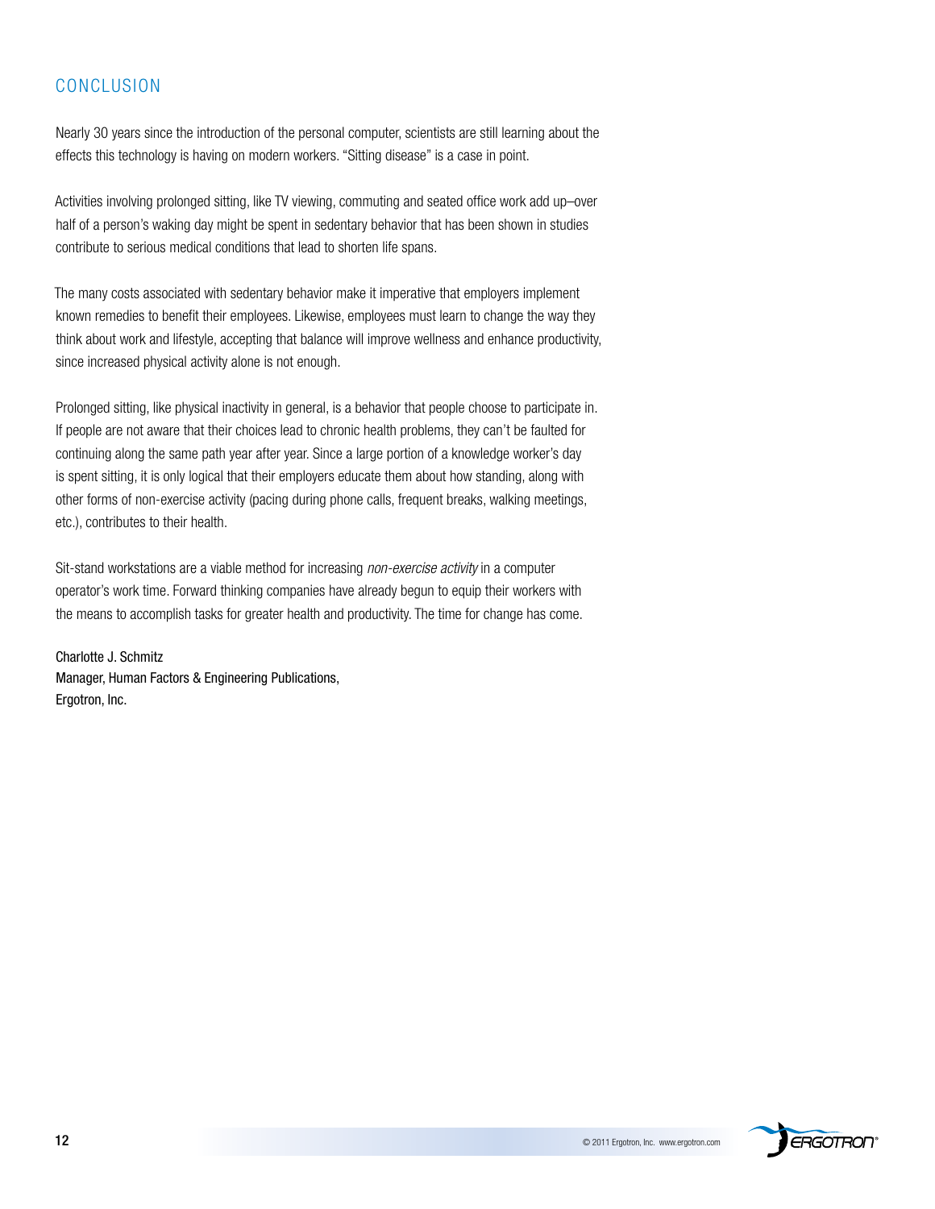## CONCLUSION

Nearly 30 years since the introduction of the personal computer, scientists are still learning about the effects this technology is having on modern workers. "Sitting disease" is a case in point.

Activities involving prolonged sitting, like TV viewing, commuting and seated office work add up–over half of a person's waking day might be spent in sedentary behavior that has been shown in studies contribute to serious medical conditions that lead to shorten life spans.

The many costs associated with sedentary behavior make it imperative that employers implement known remedies to benefit their employees. Likewise, employees must learn to change the way they think about work and lifestyle, accepting that balance will improve wellness and enhance productivity, since increased physical activity alone is not enough.

Prolonged sitting, like physical inactivity in general, is a behavior that people choose to participate in. If people are not aware that their choices lead to chronic health problems, they can't be faulted for continuing along the same path year after year. Since a large portion of a knowledge worker's day is spent sitting, it is only logical that their employers educate them about how standing, along with other forms of non-exercise activity (pacing during phone calls, frequent breaks, walking meetings, etc.), contributes to their health.

Sit-stand workstations are a viable method for increasing *non-exercise activity* in a computer operator's work time. Forward thinking companies have already begun to equip their workers with the means to accomplish tasks for greater health and productivity. The time for change has come.

Charlotte J. Schmitz
Manager, Human Factors & Engineering Publications,
Ergotron, Inc.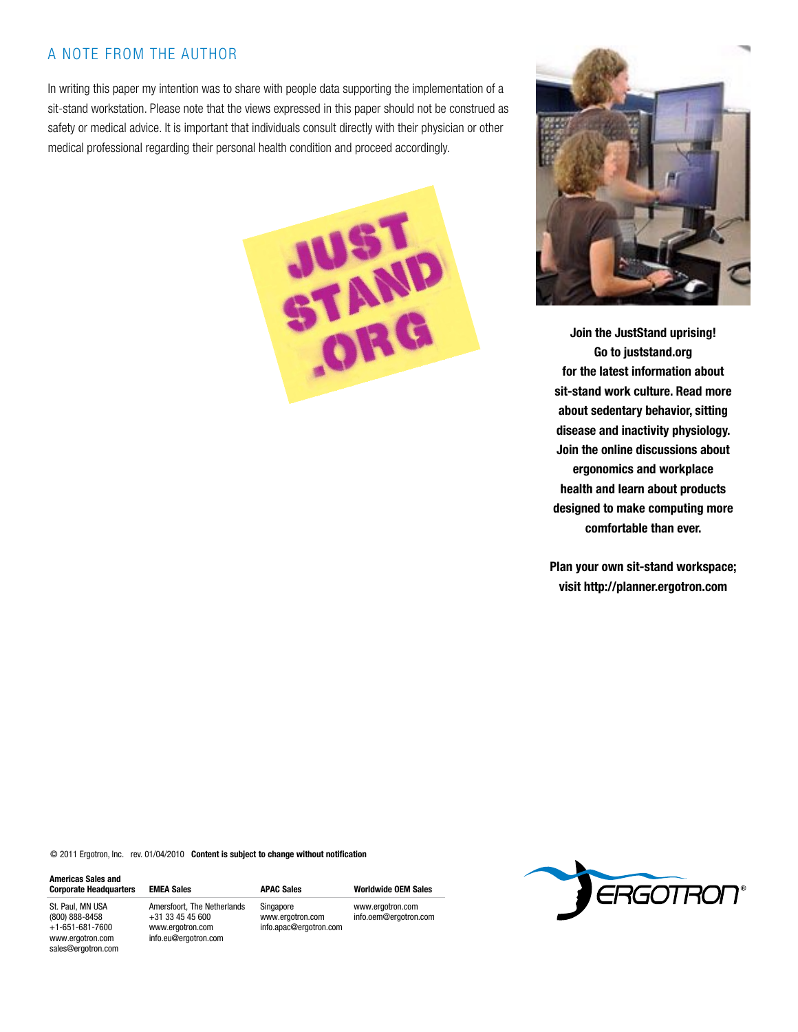## A NOTE FROM THE AUTHOR

In writing this paper my intention was to share with people data supporting the implementation of a sit-stand workstation. Please note that the views expressed in this paper should not be construed as safety or medical advice. It is important that individuals consult directly with their physician or other medical professional regarding their personal health condition and proceed accordingly.

JUST STAND .ORG

**Join the JustStand uprising! Go to juststand.org for the latest information about sit-stand work culture. Read more about sedentary behavior, sitting disease and inactivity physiology. Join the online discussions about ergonomics and workplace health and learn about products designed to make computing more comfortable than ever.**

**Plan your own sit-stand workspace; visit http://planner.ergotron.com**

© 2011 Ergotron, Inc. rev. 01/04/2010 **Content is subject to change without notification**

| Americas Sales and Corporate Headquarters | EMEA Sales | APAC Sales | Worldwide OEM Sales |
|---|---|---|---|
| St. Paul, MN USA<br>(800) 888-8458<br>+1-651-681-7600<br>www.ergotron.com<br>sales@ergotron.com | Amersfoort, The Netherlands<br>+31 33 45 45 600<br>www.ergotron.com<br>info.eu@ergotron.com | Singapore<br>www.ergotron.com<br>info.apac@ergotron.com | www.ergotron.com<br>info.oem@ergotron.com |

ERGOTRON®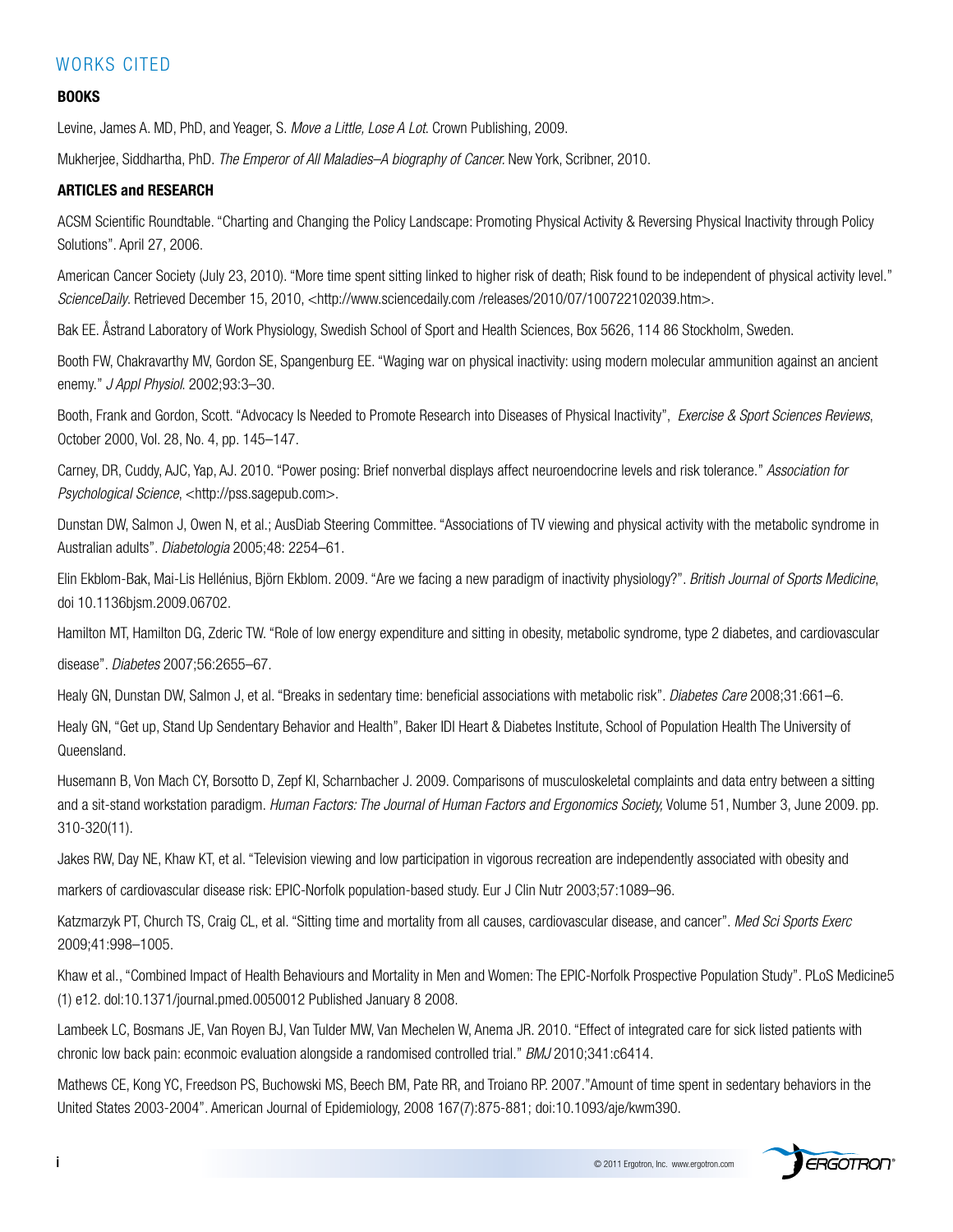## WORKS CITED

### BOOKS

Levine, James A. MD, PhD, and Yeager, S. *Move a Little, Lose A Lot.* Crown Publishing, 2009.

Mukherjee, Siddhartha, PhD. *The Emperor of All Maladies–A biography of Cancer.* New York, Scribner, 2010.

### ARTICLES and RESEARCH

ACSM Scientific Roundtable. "Charting and Changing the Policy Landscape: Promoting Physical Activity & Reversing Physical Inactivity through Policy Solutions". April 27, 2006.

American Cancer Society (July 23, 2010). "More time spent sitting linked to higher risk of death; Risk found to be independent of physical activity level." *ScienceDaily.* Retrieved December 15, 2010, <http://www.sciencedaily.com /releases/2010/07/100722102039.htm>.

Bak EE. Åstrand Laboratory of Work Physiology, Swedish School of Sport and Health Sciences, Box 5626, 114 86 Stockholm, Sweden.

Booth FW, Chakravarthy MV, Gordon SE, Spangenburg EE. "Waging war on physical inactivity: using modern molecular ammunition against an ancient enemy." *J Appl Physiol.* 2002;93:3–30.

Booth, Frank and Gordon, Scott. "Advocacy Is Needed to Promote Research into Diseases of Physical Inactivity", *Exercise & Sport Sciences Reviews*, October 2000, Vol. 28, No. 4, pp. 145–147.

Carney, DR, Cuddy, AJC, Yap, AJ. 2010. "Power posing: Brief nonverbal displays affect neuroendocrine levels and risk tolerance." *Association for Psychological Science*, <http://pss.sagepub.com>.

Dunstan DW, Salmon J, Owen N, et al.; AusDiab Steering Committee. "Associations of TV viewing and physical activity with the metabolic syndrome in Australian adults". *Diabetologia* 2005;48: 2254–61.

Elin Ekblom-Bak, Mai-Lis Hellénius, Björn Ekblom. 2009. "Are we facing a new paradigm of inactivity physiology?". *British Journal of Sports Medicine*, doi 10.1136bjsm.2009.06702.

Hamilton MT, Hamilton DG, Zderic TW. "Role of low energy expenditure and sitting in obesity, metabolic syndrome, type 2 diabetes, and cardiovascular disease". *Diabetes* 2007;56:2655–67.

Healy GN, Dunstan DW, Salmon J, et al. "Breaks in sedentary time: beneficial associations with metabolic risk". *Diabetes Care* 2008;31:661–6.

Healy GN, "Get up, Stand Up Sendentary Behavior and Health", Baker IDI Heart & Diabetes Institute, School of Population Health The University of Queensland.

Husemann B, Von Mach CY, Borsotto D, Zepf KI, Scharnbacher J. 2009. Comparisons of musculoskeletal complaints and data entry between a sitting and a sit-stand workstation paradigm. *Human Factors: The Journal of Human Factors and Ergonomics Society,* Volume 51, Number 3, June 2009. pp. 310-320(11).

Jakes RW, Day NE, Khaw KT, et al. "Television viewing and low participation in vigorous recreation are independently associated with obesity and markers of cardiovascular disease risk: EPIC-Norfolk population-based study. Eur J Clin Nutr 2003;57:1089–96.

Katzmarzyk PT, Church TS, Craig CL, et al. "Sitting time and mortality from all causes, cardiovascular disease, and cancer". *Med Sci Sports Exerc* 2009;41:998–1005.

Khaw et al., "Combined Impact of Health Behaviours and Mortality in Men and Women: The EPIC-Norfolk Prospective Population Study". PLoS Medicine5 (1) e12. dol:10.1371/journal.pmed.0050012 Published January 8 2008.

Lambeek LC, Bosmans JE, Van Royen BJ, Van Tulder MW, Van Mechelen W, Anema JR. 2010. "Effect of integrated care for sick listed patients with chronic low back pain: econmoic evaluation alongside a randomised controlled trial." *BMJ* 2010;341:c6414.

Mathews CE, Kong YC, Freedson PS, Buchowski MS, Beech BM, Pate RR, and Troiano RP. 2007."Amount of time spent in sedentary behaviors in the United States 2003-2004". American Journal of Epidemiology, 2008 167(7):875-881; doi:10.1093/aje/kwm390.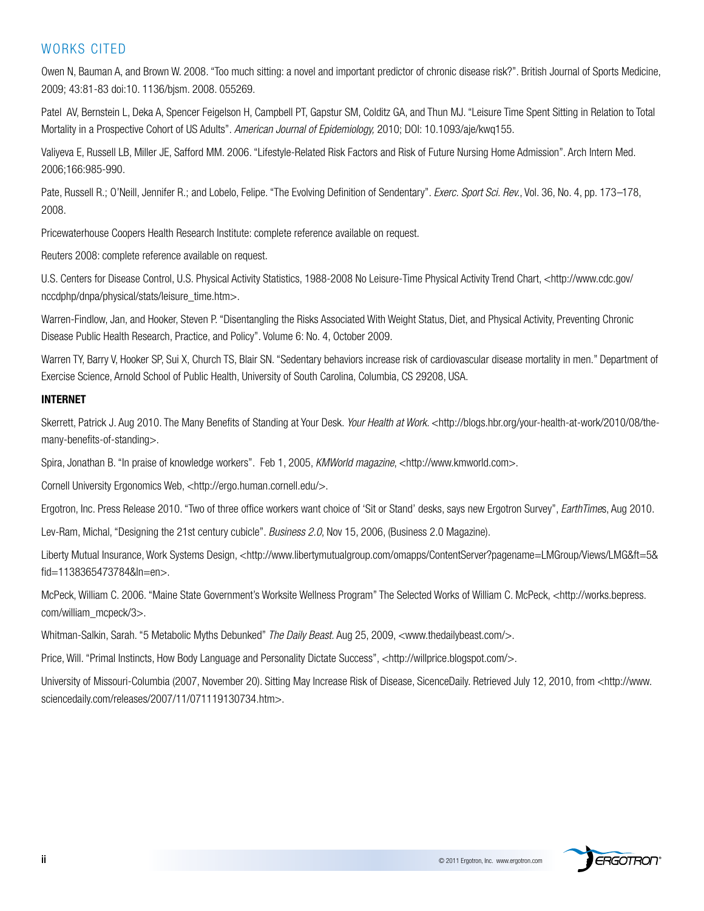## WORKS CITED

Owen N, Bauman A, and Brown W. 2008. "Too much sitting: a novel and important predictor of chronic disease risk?". British Journal of Sports Medicine, 2009; 43:81-83 doi:10. 1136/bjsm. 2008. 055269.

Patel AV, Bernstein L, Deka A, Spencer Feigelson H, Campbell PT, Gapstur SM, Colditz GA, and Thun MJ. "Leisure Time Spent Sitting in Relation to Total Mortality in a Prospective Cohort of US Adults". *American Journal of Epidemiology,* 2010; DOI: 10.1093/aje/kwq155.

Valiyeva E, Russell LB, Miller JE, Safford MM. 2006. "Lifestyle-Related Risk Factors and Risk of Future Nursing Home Admission". Arch Intern Med. 2006;166:985-990.

Pate, Russell R.; O'Neill, Jennifer R.; and Lobelo, Felipe. "The Evolving Definition of Sendentary". *Exerc. Sport Sci. Rev.*, Vol. 36, No. 4, pp. 173–178, 2008.

Pricewaterhouse Coopers Health Research Institute: complete reference available on request.

Reuters 2008: complete reference available on request.

U.S. Centers for Disease Control, U.S. Physical Activity Statistics, 1988-2008 No Leisure-Time Physical Activity Trend Chart, <http://www.cdc.gov/nccdphp/dnpa/physical/stats/leisure_time.htm>.

Warren-Findlow, Jan, and Hooker, Steven P. "Disentangling the Risks Associated With Weight Status, Diet, and Physical Activity, Preventing Chronic Disease Public Health Research, Practice, and Policy". Volume 6: No. 4, October 2009.

Warren TY, Barry V, Hooker SP, Sui X, Church TS, Blair SN. "Sedentary behaviors increase risk of cardiovascular disease mortality in men." Department of Exercise Science, Arnold School of Public Health, University of South Carolina, Columbia, CS 29208, USA.

**INTERNET**

Skerrett, Patrick J. Aug 2010. The Many Benefits of Standing at Your Desk. *Your Health at Work.* <http://blogs.hbr.org/your-health-at-work/2010/08/the-many-benefits-of-standing>.

Spira, Jonathan B. "In praise of knowledge workers". Feb 1, 2005, *KMWorld magazine*, <http://www.kmworld.com>.

Cornell University Ergonomics Web, <http://ergo.human.cornell.edu/>.

Ergotron, Inc. Press Release 2010. "Two of three office workers want choice of 'Sit or Stand' desks, says new Ergotron Survey", *EarthTime*s, Aug 2010.

Lev-Ram, Michal, "Designing the 21st century cubicle". *Business 2.0*, Nov 15, 2006, (Business 2.0 Magazine).

Liberty Mutual Insurance, Work Systems Design, <http://www.libertymutualgroup.com/omapps/ContentServer?pagename=LMGroup/Views/LMG&ft=5&fid=1138365473784&ln=en>.

McPeck, William C. 2006. "Maine State Government's Worksite Wellness Program" The Selected Works of William C. McPeck, <http://works.bepress.com/william_mcpeck/3>.

Whitman-Salkin, Sarah. "5 Metabolic Myths Debunked" *The Daily Beast.* Aug 25, 2009, <www.thedailybeast.com/>.

Price, Will. "Primal Instincts, How Body Language and Personality Dictate Success", <http://willprice.blogspot.com/>.

University of Missouri-Columbia (2007, November 20). Sitting May Increase Risk of Disease, SicenceDaily. Retrieved July 12, 2010, from <http://www.sciencedaily.com/releases/2007/11/071119130734.htm>.